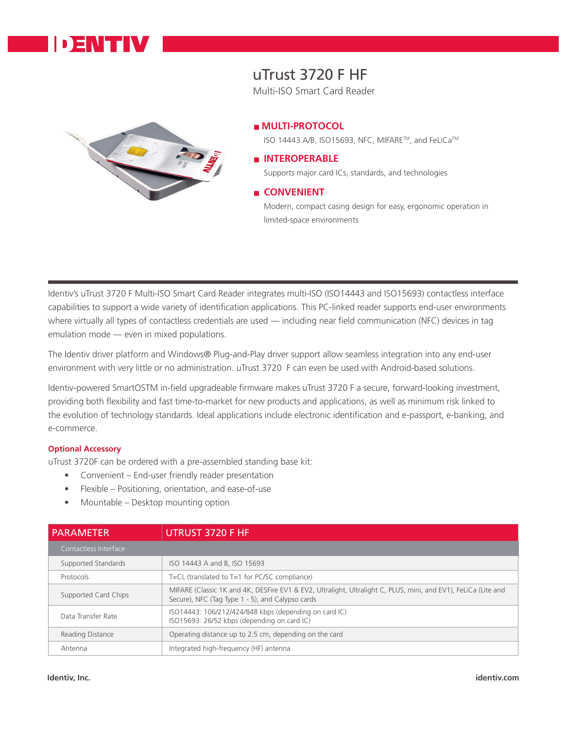# uTrust 3720 F HF

Multi-ISO Smart Card Reader

## MULTI-PROTOCOL

ISO 14443 A/B, ISO15693, NFC, MIFARE™, and FeLiCa™

## INTEROPERABLE

Supports major card ICs, standards, and technologies

## CONVENIENT

Modern, compact casing design for easy, ergonomic operation in limited-space environments

Identiv's uTrust 3720 F Multi-ISO Smart Card Reader integrates multi-ISO (ISO14443 and ISO15693) contactless interface capabilities to support a wide variety of identification applications. This PC-linked reader supports end-user environments where virtually all types of contactless credentials are used — including near field communication (NFC) devices in tag emulation mode — even in mixed populations.

The Identiv driver platform and Windows® Plug-and-Play driver support allow seamless integration into any end-user environment with very little or no administration. uTrust 3720 F can even be used with Android-based solutions.

Identiv-powered SmartOSTM in-field upgradeable firmware makes uTrust 3720 F a secure, forward-looking investment, providing both flexibility and fast time-to-market for new products and applications, as well as minimum risk linked to the evolution of technology standards. Ideal applications include electronic identification and e-passport, e-banking, and e-commerce.

### Optional Accessory

uTrust 3720F can be ordered with a pre-assembled standing base kit:

- Convenient – End-user friendly reader presentation
- Flexible – Positioning, orientation, and ease-of-use
- Mountable – Desktop mounting option

| PARAMETER | UTRUST 3720 F HF |
|---|---|
| Contactless Interface | |
| Supported Standards | ISO 14443 A and B, ISO 15693 |
| Protocols | T=CL (translated to T=1 for PC/SC compliance) |
| Supported Card Chips | MIFARE (Classic 1K and 4K, DESFire EV1 & EV2, Ultralight, Ultralight C, PLUS, mini, and EV1), FeLiCa (Lite and Secure), NFC (Tag Type 1 - 5), and Calypso cards |
| Data Transfer Rate | ISO14443: 106/212/424/848 kbps (depending on card IC)<br>ISO15693: 26/52 kbps (depending on card IC) |
| Reading Distance | Operating distance up to 2.5 cm, depending on the card |
| Antenna | Integrated high-frequency (HF) antenna |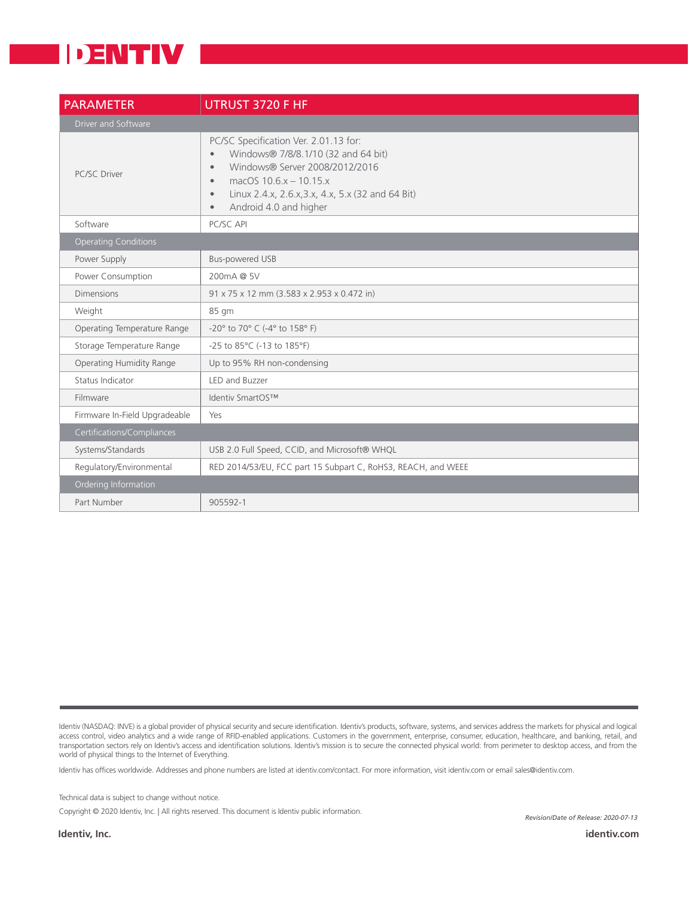| PARAMETER | UTRUST 3720 F HF |
|---|---|
| **Driver and Software** | |
| PC/SC Driver | PC/SC Specification Ver. 2.01.13 for:<br>• Windows® 7/8/8.1/10 (32 and 64 bit)<br>• Windows® Server 2008/2012/2016<br>• macOS 10.6.x – 10.15.x<br>• Linux 2.4.x, 2.6.x,3.x, 4.x, 5.x (32 and 64 Bit)<br>• Android 4.0 and higher |
| Software | PC/SC API |
| **Operating Conditions** | |
| Power Supply | Bus-powered USB |
| Power Consumption | 200mA @ 5V |
| Dimensions | 91 x 75 x 12 mm (3.583 x 2.953 x 0.472 in) |
| Weight | 85 gm |
| Operating Temperature Range | -20° to 70° C (-4° to 158° F) |
| Storage Temperature Range | -25 to 85°C (-13 to 185°F) |
| Operating Humidity Range | Up to 95% RH non-condensing |
| Status Indicator | LED and Buzzer |
| Filmware | Identiv SmartOS™ |
| Firmware In-Field Upgradeable | Yes |
| **Certifications/Compliances** | |
| Systems/Standards | USB 2.0 Full Speed, CCID, and Microsoft® WHQL |
| Regulatory/Environmental | RED 2014/53/EU, FCC part 15 Subpart C, RoHS3, REACH, and WEEE |
| **Ordering Information** | |
| Part Number | 905592-1 |

Identiv (NASDAQ: INVE) is a global provider of physical security and secure identification. Identiv's products, software, systems, and services address the markets for physical and logical access control, video analytics and a wide range of RFID-enabled applications. Customers in the government, enterprise, consumer, education, healthcare, and banking, retail, and transportation sectors rely on Identiv's access and identification solutions. Identiv's mission is to secure the connected physical world: from perimeter to desktop access, and from the world of physical things to the Internet of Everything.

Identiv has offices worldwide. Addresses and phone numbers are listed at identiv.com/contact. For more information, visit identiv.com or email sales@identiv.com.

Technical data is subject to change without notice.

Copyright © 2020 Identiv, Inc. | All rights reserved. This document is Identiv public information.

*Revision/Date of Release: 2020-07-13*

**Identiv, Inc.**

**identiv.com**